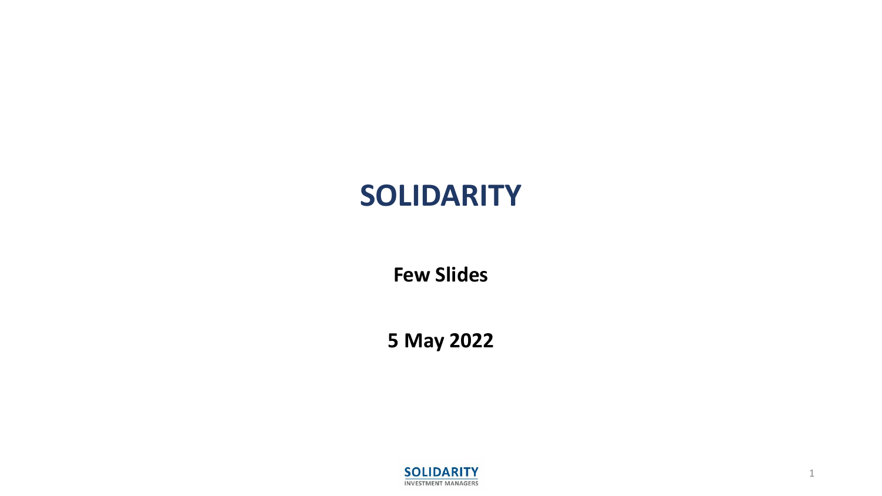# SOLIDARITY

**Few Slides**

**5 May 2022**

SOLIDARITY
INVESTMENT MANAGERS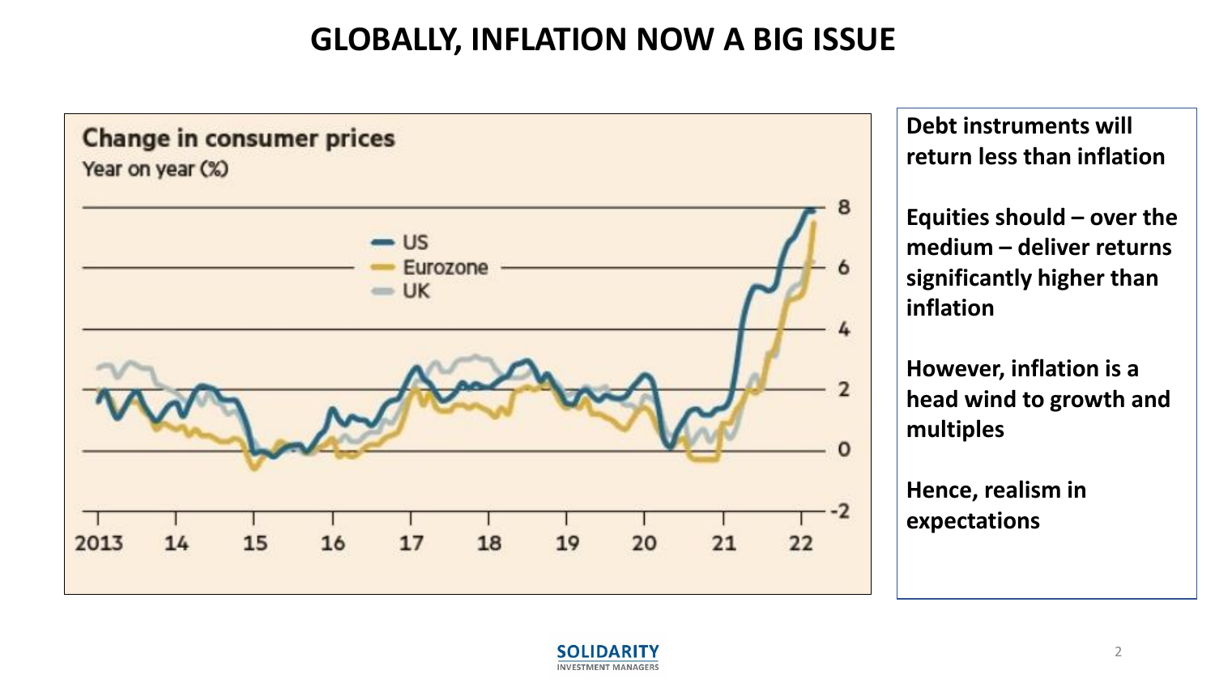# GLOBALLY, INFLATION NOW A BIG ISSUE

**Change in consumer prices**

Year on year (%)

- US
- Eurozone
- UK

**Debt instruments will return less than inflation**

**Equities should – over the medium – deliver returns significantly higher than inflation**

**However, inflation is a head wind to growth and multiples**

**Hence, realism in expectations**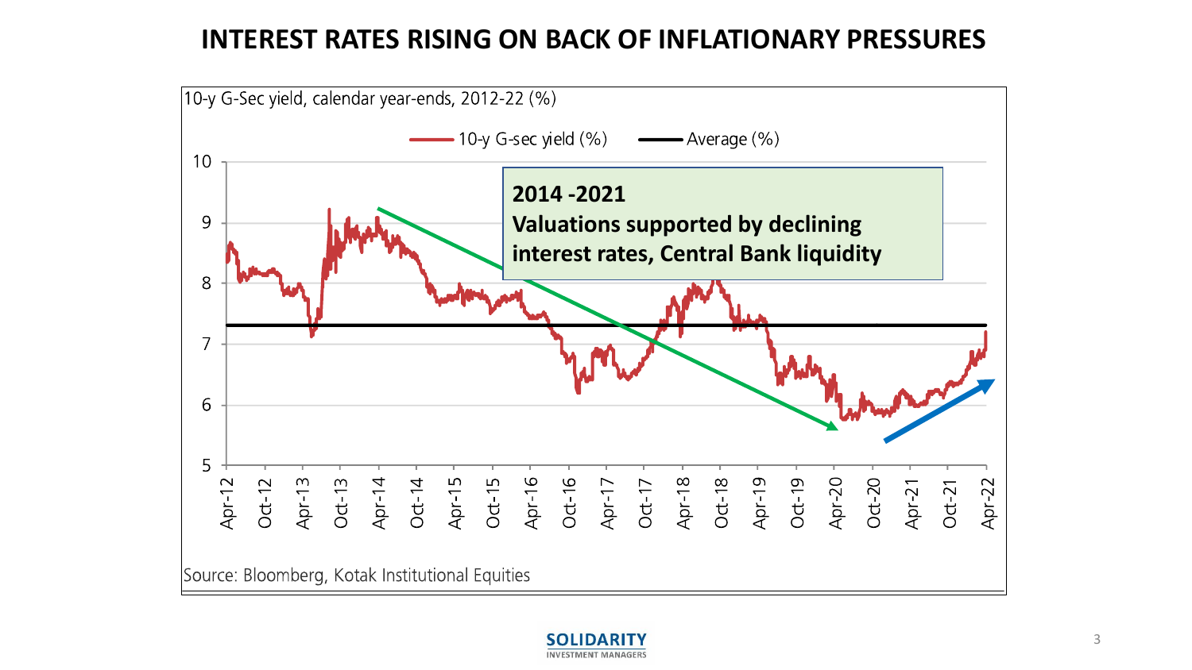# INTEREST RATES RISING ON BACK OF INFLATIONARY PRESSURES

10-y G-Sec yield, calendar year-ends, 2012-22 (%)

10-y G-sec yield (%) — Average (%)

**2014 -2021**
**Valuations supported by declining interest rates, Central Bank liquidity**

Source: Bloomberg, Kotak Institutional Equities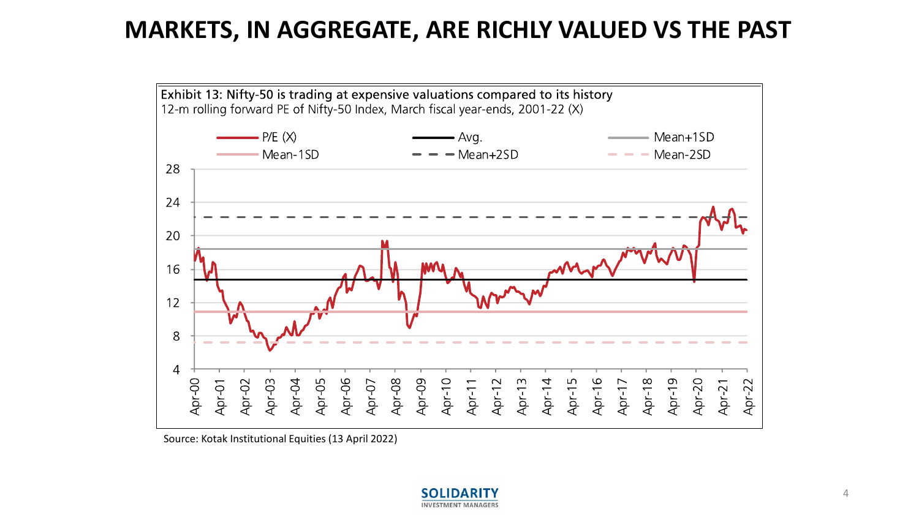# MARKETS, IN AGGREGATE, ARE RICHLY VALUED VS THE PAST

**Exhibit 13: Nifty-50 is trading at expensive valuations compared to its history**

12-m rolling forward PE of Nifty-50 Index, March fiscal year-ends, 2001-22 (X)

Source: Kotak Institutional Equities (13 April 2022)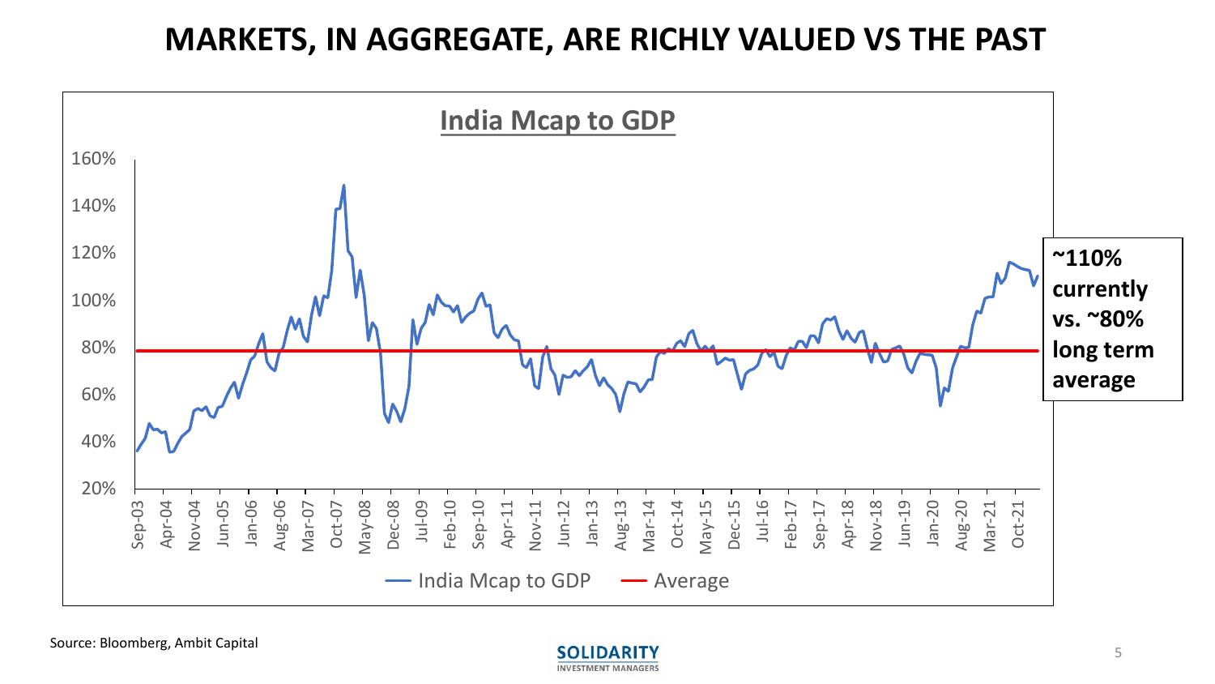# MARKETS, IN AGGREGATE, ARE RICHLY VALUED VS THE PAST

**India Mcap to GDP**

**~110% currently vs. ~80% long term average**

Source: Bloomberg, Ambit Capital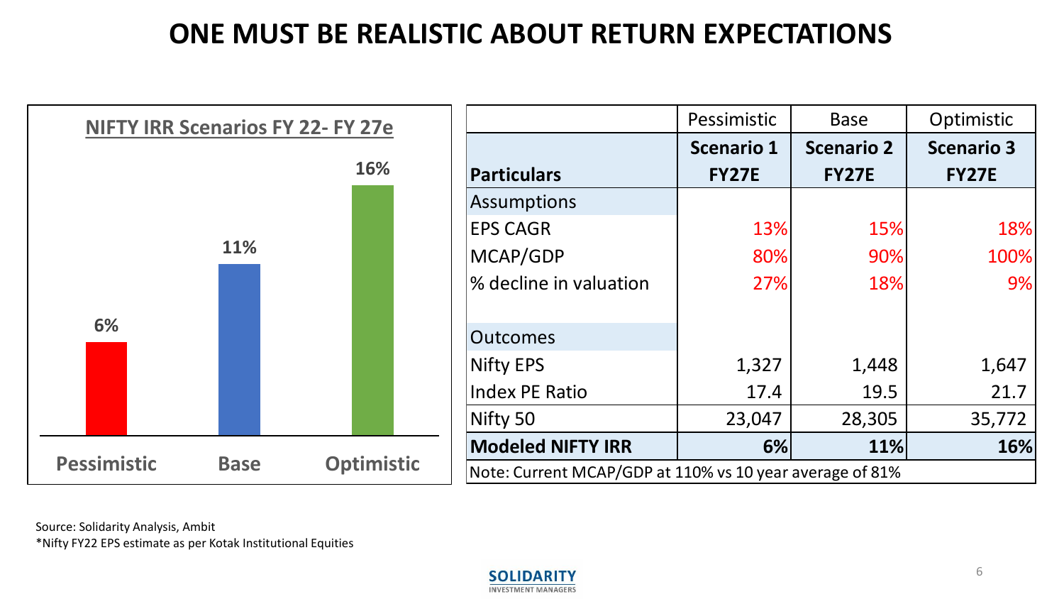# ONE MUST BE REALISTIC ABOUT RETURN EXPECTATIONS

NIFTY IRR Scenarios FY 22- FY 27e

6%
11%
16%

Pessimistic
Base
Optimistic

| | Pessimistic | Base | Optimistic |
|---|---|---|---|
| **Particulars** | **Scenario 1 FY27E** | **Scenario 2 FY27E** | **Scenario 3 FY27E** |
| Assumptions | | | |
| EPS CAGR | 13% | 15% | 18% |
| MCAP/GDP | 80% | 90% | 100% |
| % decline in valuation | 27% | 18% | 9% |
| Outcomes | | | |
| Nifty EPS | 1,327 | 1,448 | 1,647 |
| Index PE Ratio | 17.4 | 19.5 | 21.7 |
| Nifty 50 | 23,047 | 28,305 | 35,772 |
| **Modeled NIFTY IRR** | **6%** | **11%** | **16%** |

Note: Current MCAP/GDP at 110% vs 10 year average of 81%

Source: Solidarity Analysis, Ambit

*Nifty FY22 EPS estimate as per Kotak Institutional Equities